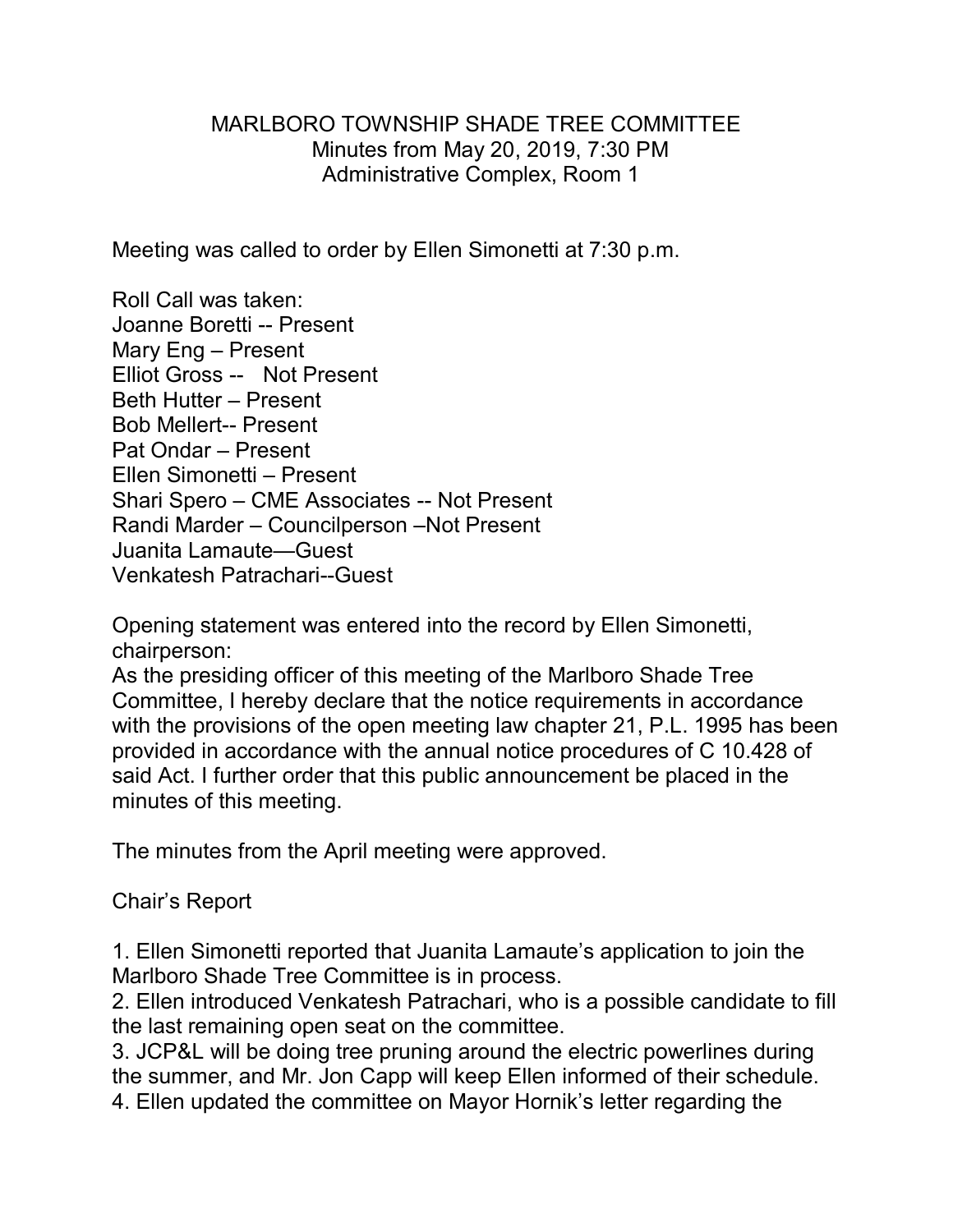MARLBORO TOWNSHIP SHADE TREE COMMITTEE
Minutes from May 20, 2019, 7:30 PM
Administrative Complex, Room 1

Meeting was called to order by Ellen Simonetti at 7:30 p.m.

Roll Call was taken:
Joanne Boretti -- Present
Mary Eng – Present
Elliot Gross -- Not Present
Beth Hutter – Present
Bob Mellert-- Present
Pat Ondar – Present
Ellen Simonetti – Present
Shari Spero – CME Associates -- Not Present
Randi Marder – Councilperson –Not Present
Juanita Lamaute—Guest
Venkatesh Patrachari--Guest

Opening statement was entered into the record by Ellen Simonetti, chairperson:
As the presiding officer of this meeting of the Marlboro Shade Tree Committee, I hereby declare that the notice requirements in accordance with the provisions of the open meeting law chapter 21, P.L. 1995 has been provided in accordance with the annual notice procedures of C 10.428 of said Act. I further order that this public announcement be placed in the minutes of this meeting.

The minutes from the April meeting were approved.

Chair's Report

1. Ellen Simonetti reported that Juanita Lamaute's application to join the Marlboro Shade Tree Committee is in process.
2. Ellen introduced Venkatesh Patrachari, who is a possible candidate to fill the last remaining open seat on the committee.
3. JCP&L will be doing tree pruning around the electric powerlines during the summer, and Mr. Jon Capp will keep Ellen informed of their schedule.
4. Ellen updated the committee on Mayor Hornik's letter regarding the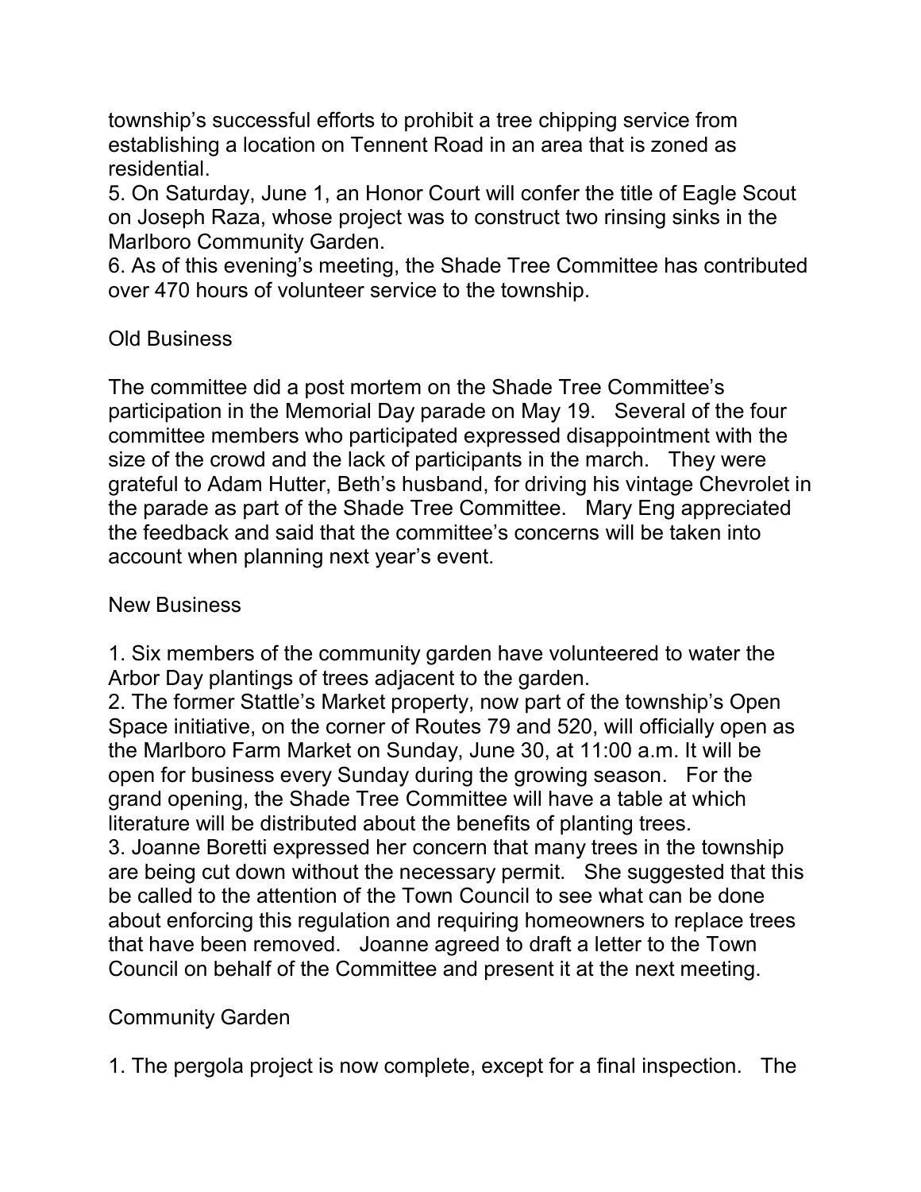township's successful efforts to prohibit a tree chipping service from establishing a location on Tennent Road in an area that is zoned as residential.

5. On Saturday, June 1, an Honor Court will confer the title of Eagle Scout on Joseph Raza, whose project was to construct two rinsing sinks in the Marlboro Community Garden.

6. As of this evening's meeting, the Shade Tree Committee has contributed over 470 hours of volunteer service to the township.

## Old Business

The committee did a post mortem on the Shade Tree Committee's participation in the Memorial Day parade on May 19. Several of the four committee members who participated expressed disappointment with the size of the crowd and the lack of participants in the march. They were grateful to Adam Hutter, Beth's husband, for driving his vintage Chevrolet in the parade as part of the Shade Tree Committee. Mary Eng appreciated the feedback and said that the committee's concerns will be taken into account when planning next year's event.

## New Business

1. Six members of the community garden have volunteered to water the Arbor Day plantings of trees adjacent to the garden.
2. The former Stattle's Market property, now part of the township's Open Space initiative, on the corner of Routes 79 and 520, will officially open as the Marlboro Farm Market on Sunday, June 30, at 11:00 a.m. It will be open for business every Sunday during the growing season. For the grand opening, the Shade Tree Committee will have a table at which literature will be distributed about the benefits of planting trees.
3. Joanne Boretti expressed her concern that many trees in the township are being cut down without the necessary permit. She suggested that this be called to the attention of the Town Council to see what can be done about enforcing this regulation and requiring homeowners to replace trees that have been removed. Joanne agreed to draft a letter to the Town Council on behalf of the Committee and present it at the next meeting.

## Community Garden

1. The pergola project is now complete, except for a final inspection. The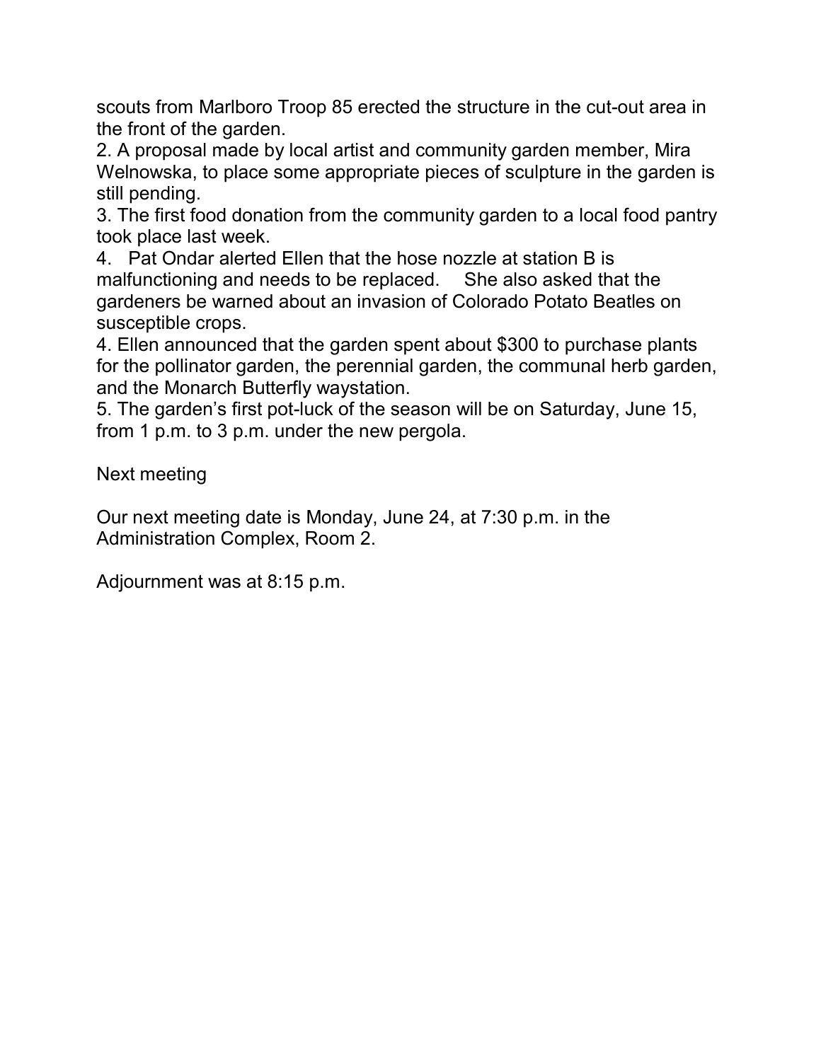scouts from Marlboro Troop 85 erected the structure in the cut-out area in the front of the garden.

2. A proposal made by local artist and community garden member, Mira Welnowska, to place some appropriate pieces of sculpture in the garden is still pending.

3. The first food donation from the community garden to a local food pantry took place last week.

4. Pat Ondar alerted Ellen that the hose nozzle at station B is malfunctioning and needs to be replaced. She also asked that the gardeners be warned about an invasion of Colorado Potato Beatles on susceptible crops.

4. Ellen announced that the garden spent about $300 to purchase plants for the pollinator garden, the perennial garden, the communal herb garden, and the Monarch Butterfly waystation.

5. The garden's first pot-luck of the season will be on Saturday, June 15, from 1 p.m. to 3 p.m. under the new pergola.

Next meeting

Our next meeting date is Monday, June 24, at 7:30 p.m. in the Administration Complex, Room 2.

Adjournment was at 8:15 p.m.